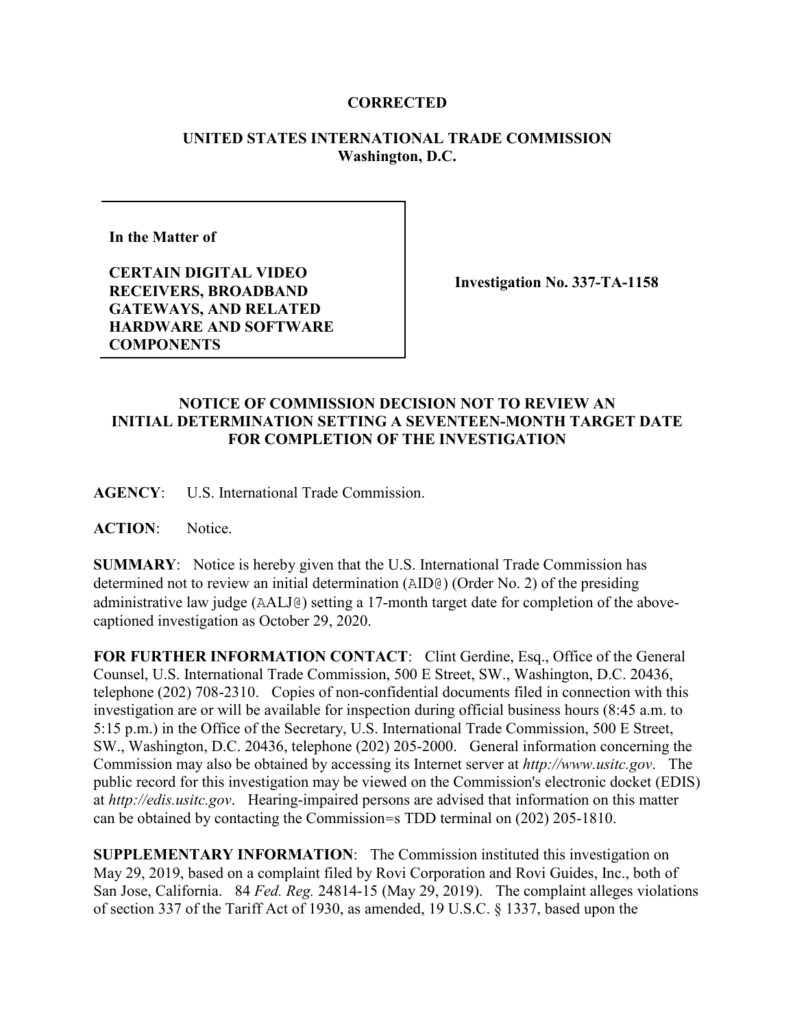**CORRECTED**

**UNITED STATES INTERNATIONAL TRADE COMMISSION**
**Washington, D.C.**

| **In the Matter of**<br><br>**CERTAIN DIGITAL VIDEO RECEIVERS, BROADBAND GATEWAYS, AND RELATED HARDWARE AND SOFTWARE COMPONENTS** | **Investigation No. 337-TA-1158** |
|---|---|

**NOTICE OF COMMISSION DECISION NOT TO REVIEW AN INITIAL DETERMINATION SETTING A SEVENTEEN-MONTH TARGET DATE FOR COMPLETION OF THE INVESTIGATION**

**AGENCY**: U.S. International Trade Commission.

**ACTION**: Notice.

**SUMMARY**: Notice is hereby given that the U.S. International Trade Commission has determined not to review an initial determination (AID@) (Order No. 2) of the presiding administrative law judge (AALJ@) setting a 17-month target date for completion of the above-captioned investigation as October 29, 2020.

**FOR FURTHER INFORMATION CONTACT**: Clint Gerdine, Esq., Office of the General Counsel, U.S. International Trade Commission, 500 E Street, SW., Washington, D.C. 20436, telephone (202) 708-2310. Copies of non-confidential documents filed in connection with this investigation are or will be available for inspection during official business hours (8:45 a.m. to 5:15 p.m.) in the Office of the Secretary, U.S. International Trade Commission, 500 E Street, SW., Washington, D.C. 20436, telephone (202) 205-2000. General information concerning the Commission may also be obtained by accessing its Internet server at *http://www.usitc.gov*. The public record for this investigation may be viewed on the Commission's electronic docket (EDIS) at *http://edis.usitc.gov*. Hearing-impaired persons are advised that information on this matter can be obtained by contacting the Commission=s TDD terminal on (202) 205-1810.

**SUPPLEMENTARY INFORMATION**: The Commission instituted this investigation on May 29, 2019, based on a complaint filed by Rovi Corporation and Rovi Guides, Inc., both of San Jose, California. 84 *Fed. Reg.* 24814-15 (May 29, 2019). The complaint alleges violations of section 337 of the Tariff Act of 1930, as amended, 19 U.S.C. § 1337, based upon the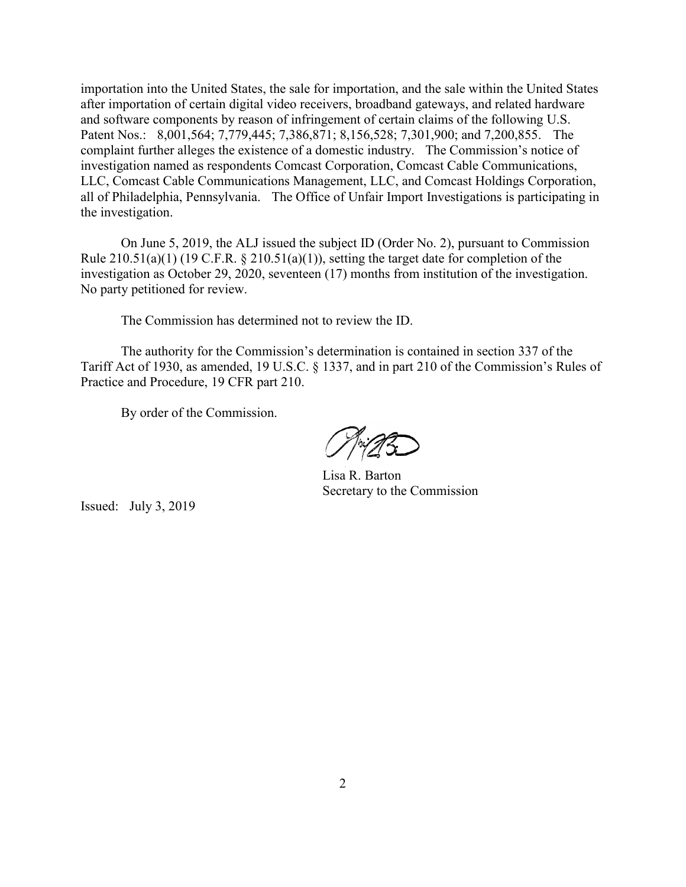importation into the United States, the sale for importation, and the sale within the United States after importation of certain digital video receivers, broadband gateways, and related hardware and software components by reason of infringement of certain claims of the following U.S. Patent Nos.: 8,001,564; 7,779,445; 7,386,871; 8,156,528; 7,301,900; and 7,200,855. The complaint further alleges the existence of a domestic industry. The Commission's notice of investigation named as respondents Comcast Corporation, Comcast Cable Communications, LLC, Comcast Cable Communications Management, LLC, and Comcast Holdings Corporation, all of Philadelphia, Pennsylvania. The Office of Unfair Import Investigations is participating in the investigation.

On June 5, 2019, the ALJ issued the subject ID (Order No. 2), pursuant to Commission Rule 210.51(a)(1) (19 C.F.R. § 210.51(a)(1)), setting the target date for completion of the investigation as October 29, 2020, seventeen (17) months from institution of the investigation. No party petitioned for review.

The Commission has determined not to review the ID.

The authority for the Commission's determination is contained in section 337 of the Tariff Act of 1930, as amended, 19 U.S.C. § 1337, and in part 210 of the Commission's Rules of Practice and Procedure, 19 CFR part 210.

By order of the Commission.

Lisa R. Barton
Secretary to the Commission

Issued: July 3, 2019